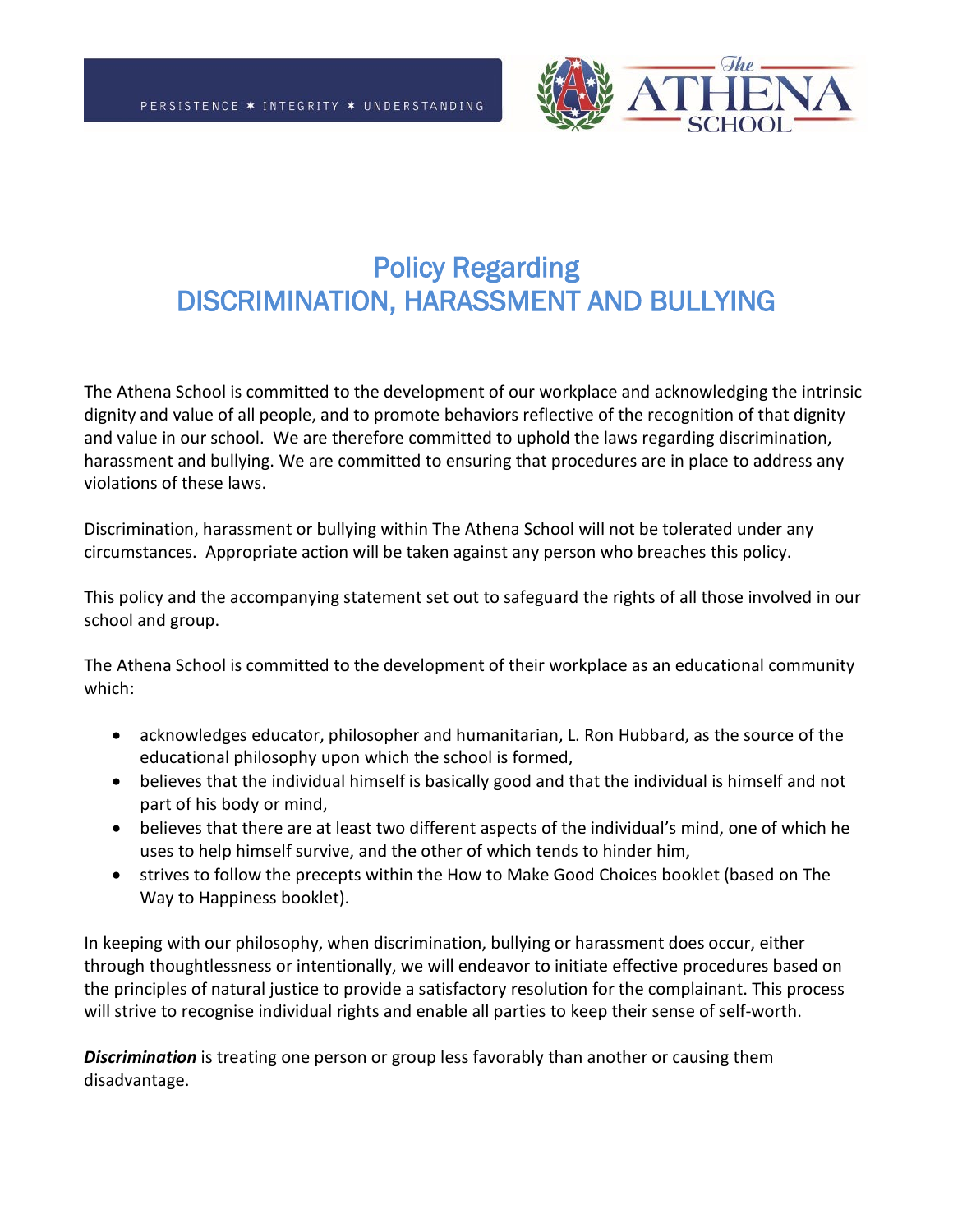PERSISTENCE ✶ INTEGRITY ✶ UNDERSTANDING

# Policy Regarding DISCRIMINATION, HARASSMENT AND BULLYING

The Athena School is committed to the development of our workplace and acknowledging the intrinsic dignity and value of all people, and to promote behaviors reflective of the recognition of that dignity and value in our school. We are therefore committed to uphold the laws regarding discrimination, harassment and bullying. We are committed to ensuring that procedures are in place to address any violations of these laws.

Discrimination, harassment or bullying within The Athena School will not be tolerated under any circumstances. Appropriate action will be taken against any person who breaches this policy.

This policy and the accompanying statement set out to safeguard the rights of all those involved in our school and group.

The Athena School is committed to the development of their workplace as an educational community which:

- acknowledges educator, philosopher and humanitarian, L. Ron Hubbard, as the source of the educational philosophy upon which the school is formed,
- believes that the individual himself is basically good and that the individual is himself and not part of his body or mind,
- believes that there are at least two different aspects of the individual's mind, one of which he uses to help himself survive, and the other of which tends to hinder him,
- strives to follow the precepts within the How to Make Good Choices booklet (based on The Way to Happiness booklet).

In keeping with our philosophy, when discrimination, bullying or harassment does occur, either through thoughtlessness or intentionally, we will endeavor to initiate effective procedures based on the principles of natural justice to provide a satisfactory resolution for the complainant. This process will strive to recognise individual rights and enable all parties to keep their sense of self-worth.

***Discrimination*** is treating one person or group less favorably than another or causing them disadvantage.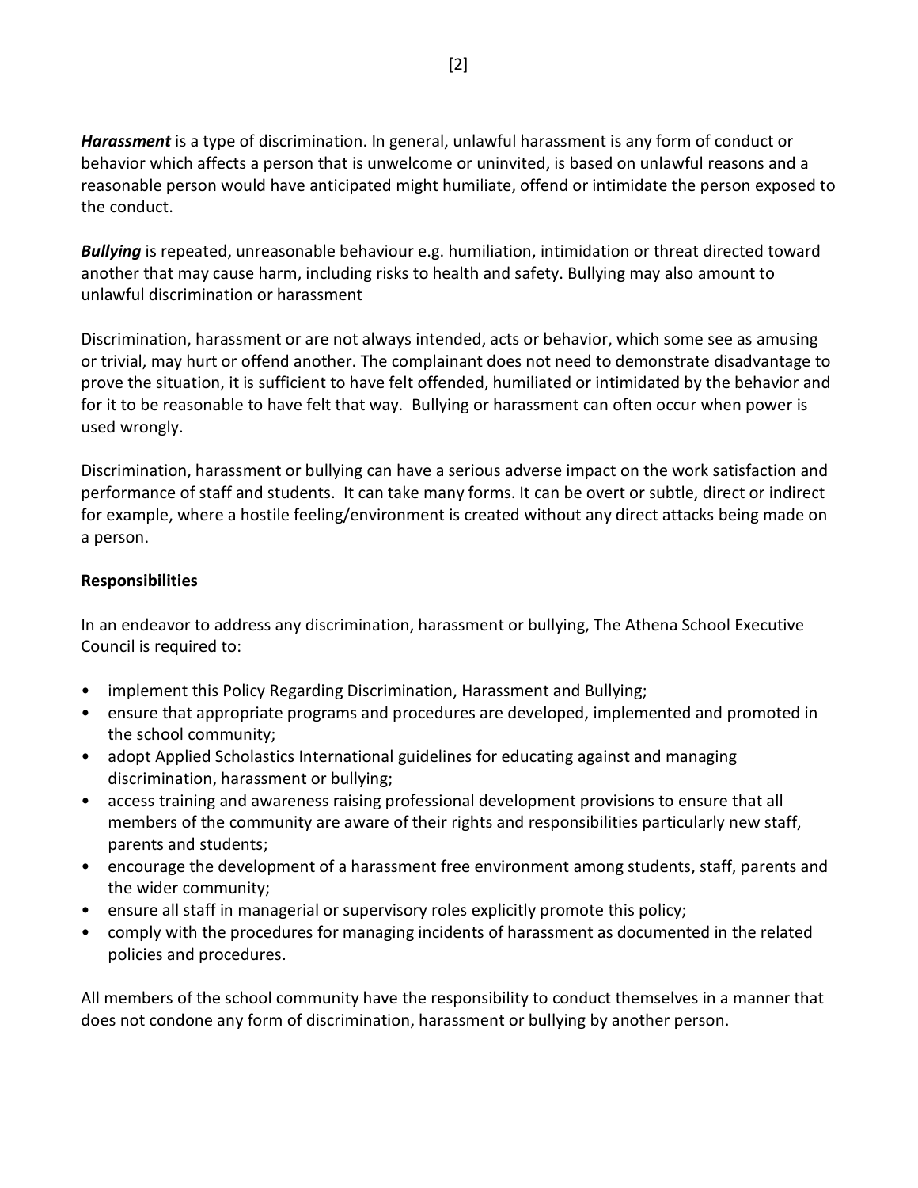***Harassment*** is a type of discrimination. In general, unlawful harassment is any form of conduct or behavior which affects a person that is unwelcome or uninvited, is based on unlawful reasons and a reasonable person would have anticipated might humiliate, offend or intimidate the person exposed to the conduct.

***Bullying*** is repeated, unreasonable behaviour e.g. humiliation, intimidation or threat directed toward another that may cause harm, including risks to health and safety. Bullying may also amount to unlawful discrimination or harassment

Discrimination, harassment or are not always intended, acts or behavior, which some see as amusing or trivial, may hurt or offend another. The complainant does not need to demonstrate disadvantage to prove the situation, it is sufficient to have felt offended, humiliated or intimidated by the behavior and for it to be reasonable to have felt that way. Bullying or harassment can often occur when power is used wrongly.

Discrimination, harassment or bullying can have a serious adverse impact on the work satisfaction and performance of staff and students. It can take many forms. It can be overt or subtle, direct or indirect for example, where a hostile feeling/environment is created without any direct attacks being made on a person.

**Responsibilities**

In an endeavor to address any discrimination, harassment or bullying, The Athena School Executive Council is required to:

- implement this Policy Regarding Discrimination, Harassment and Bullying;
- ensure that appropriate programs and procedures are developed, implemented and promoted in the school community;
- adopt Applied Scholastics International guidelines for educating against and managing discrimination, harassment or bullying;
- access training and awareness raising professional development provisions to ensure that all members of the community are aware of their rights and responsibilities particularly new staff, parents and students;
- encourage the development of a harassment free environment among students, staff, parents and the wider community;
- ensure all staff in managerial or supervisory roles explicitly promote this policy;
- comply with the procedures for managing incidents of harassment as documented in the related policies and procedures.

All members of the school community have the responsibility to conduct themselves in a manner that does not condone any form of discrimination, harassment or bullying by another person.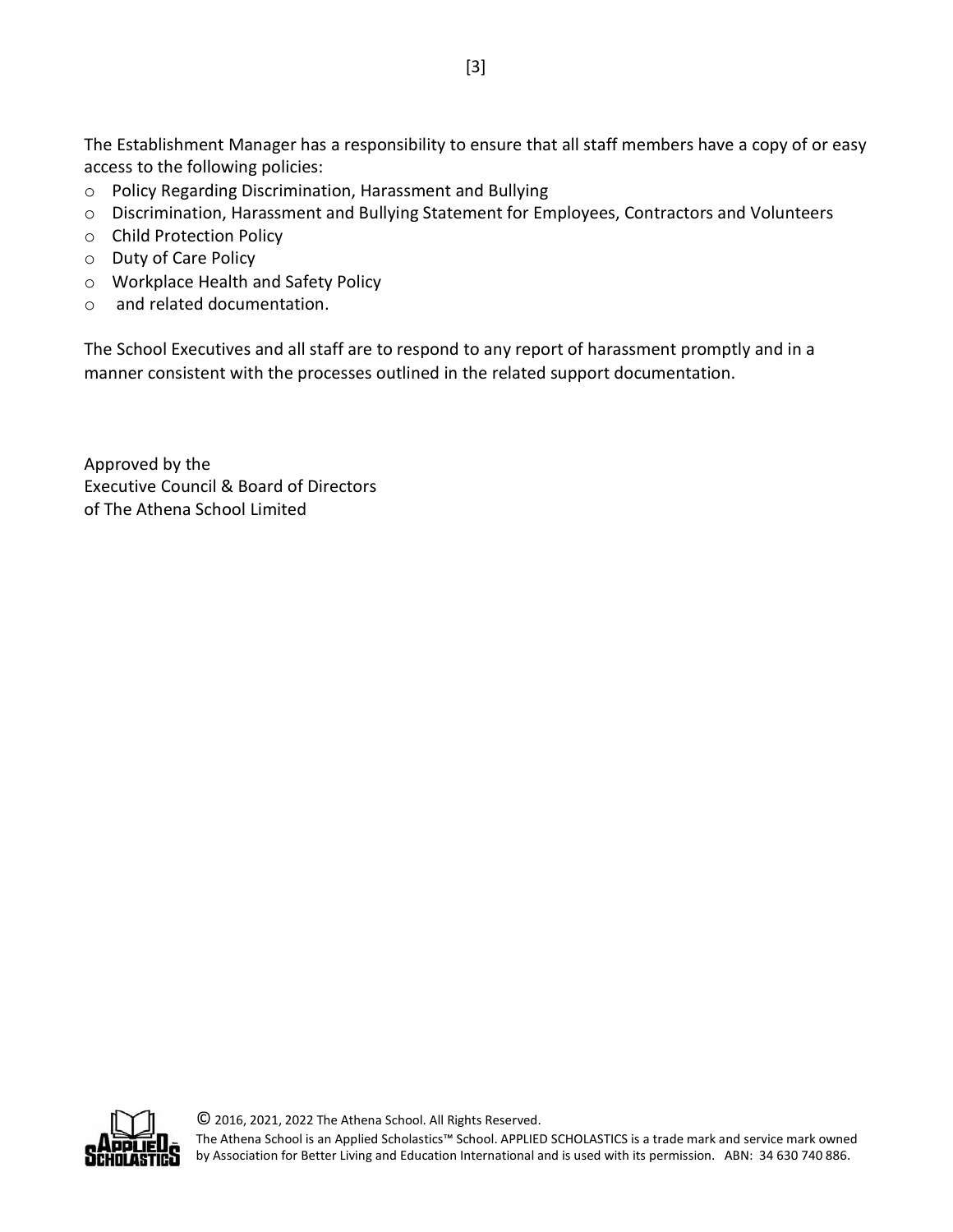The Establishment Manager has a responsibility to ensure that all staff members have a copy of or easy access to the following policies:

- Policy Regarding Discrimination, Harassment and Bullying
- Discrimination, Harassment and Bullying Statement for Employees, Contractors and Volunteers
- Child Protection Policy
- Duty of Care Policy
- Workplace Health and Safety Policy
- and related documentation.

The School Executives and all staff are to respond to any report of harassment promptly and in a manner consistent with the processes outlined in the related support documentation.

Approved by the
Executive Council & Board of Directors
of The Athena School Limited

© 2016, 2021, 2022 The Athena School. All Rights Reserved.
The Athena School is an Applied Scholastics™ School. APPLIED SCHOLASTICS is a trade mark and service mark owned by Association for Better Living and Education International and is used with its permission. ABN: 34 630 740 886.